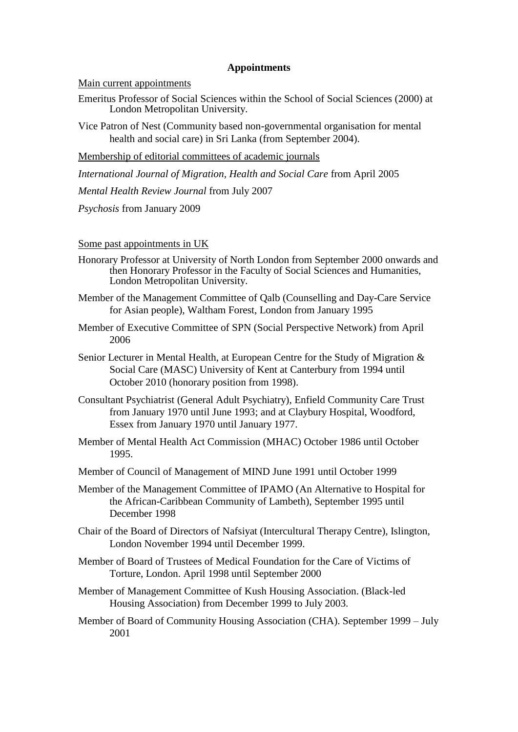## Appointments

Main current appointments

Emeritus Professor of Social Sciences within the School of Social Sciences (2000) at London Metropolitan University.

Vice Patron of Nest (Community based non-governmental organisation for mental health and social care) in Sri Lanka (from September 2004).

Membership of editorial committees of academic journals

*International Journal of Migration, Health and Social Care* from April 2005

*Mental Health Review Journal* from July 2007

*Psychosis* from January 2009

Some past appointments in UK

Honorary Professor at University of North London from September 2000 onwards and then Honorary Professor in the Faculty of Social Sciences and Humanities, London Metropolitan University.

Member of the Management Committee of Qalb (Counselling and Day-Care Service for Asian people), Waltham Forest, London from January 1995

Member of Executive Committee of SPN (Social Perspective Network) from April 2006

Senior Lecturer in Mental Health, at European Centre for the Study of Migration & Social Care (MASC) University of Kent at Canterbury from 1994 until October 2010 (honorary position from 1998).

Consultant Psychiatrist (General Adult Psychiatry), Enfield Community Care Trust from January 1970 until June 1993; and at Claybury Hospital, Woodford, Essex from January 1970 until January 1977.

Member of Mental Health Act Commission (MHAC) October 1986 until October 1995.

Member of Council of Management of MIND June 1991 until October 1999

Member of the Management Committee of IPAMO (An Alternative to Hospital for the African-Caribbean Community of Lambeth), September 1995 until December 1998

Chair of the Board of Directors of Nafsiyat (Intercultural Therapy Centre), Islington, London November 1994 until December 1999.

Member of Board of Trustees of Medical Foundation for the Care of Victims of Torture, London. April 1998 until September 2000

Member of Management Committee of Kush Housing Association. (Black-led Housing Association) from December 1999 to July 2003.

Member of Board of Community Housing Association (CHA). September 1999 – July 2001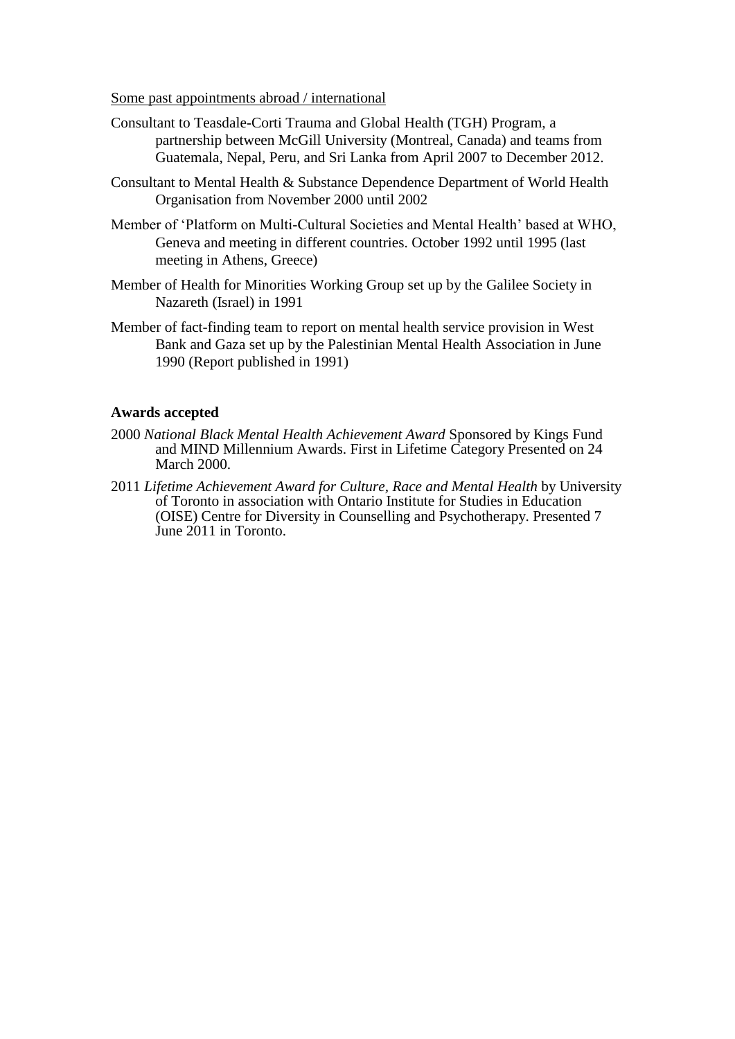Some past appointments abroad / international

Consultant to Teasdale-Corti Trauma and Global Health (TGH) Program, a partnership between McGill University (Montreal, Canada) and teams from Guatemala, Nepal, Peru, and Sri Lanka from April 2007 to December 2012.

Consultant to Mental Health & Substance Dependence Department of World Health Organisation from November 2000 until 2002

Member of 'Platform on Multi-Cultural Societies and Mental Health' based at WHO, Geneva and meeting in different countries. October 1992 until 1995 (last meeting in Athens, Greece)

Member of Health for Minorities Working Group set up by the Galilee Society in Nazareth (Israel) in 1991

Member of fact-finding team to report on mental health service provision in West Bank and Gaza set up by the Palestinian Mental Health Association in June 1990 (Report published in 1991)

**Awards accepted**

2000 *National Black Mental Health Achievement Award* Sponsored by Kings Fund and MIND Millennium Awards. First in Lifetime Category Presented on 24 March 2000.

2011 *Lifetime Achievement Award for Culture, Race and Mental Health* by University of Toronto in association with Ontario Institute for Studies in Education (OISE) Centre for Diversity in Counselling and Psychotherapy. Presented 7 June 2011 in Toronto.